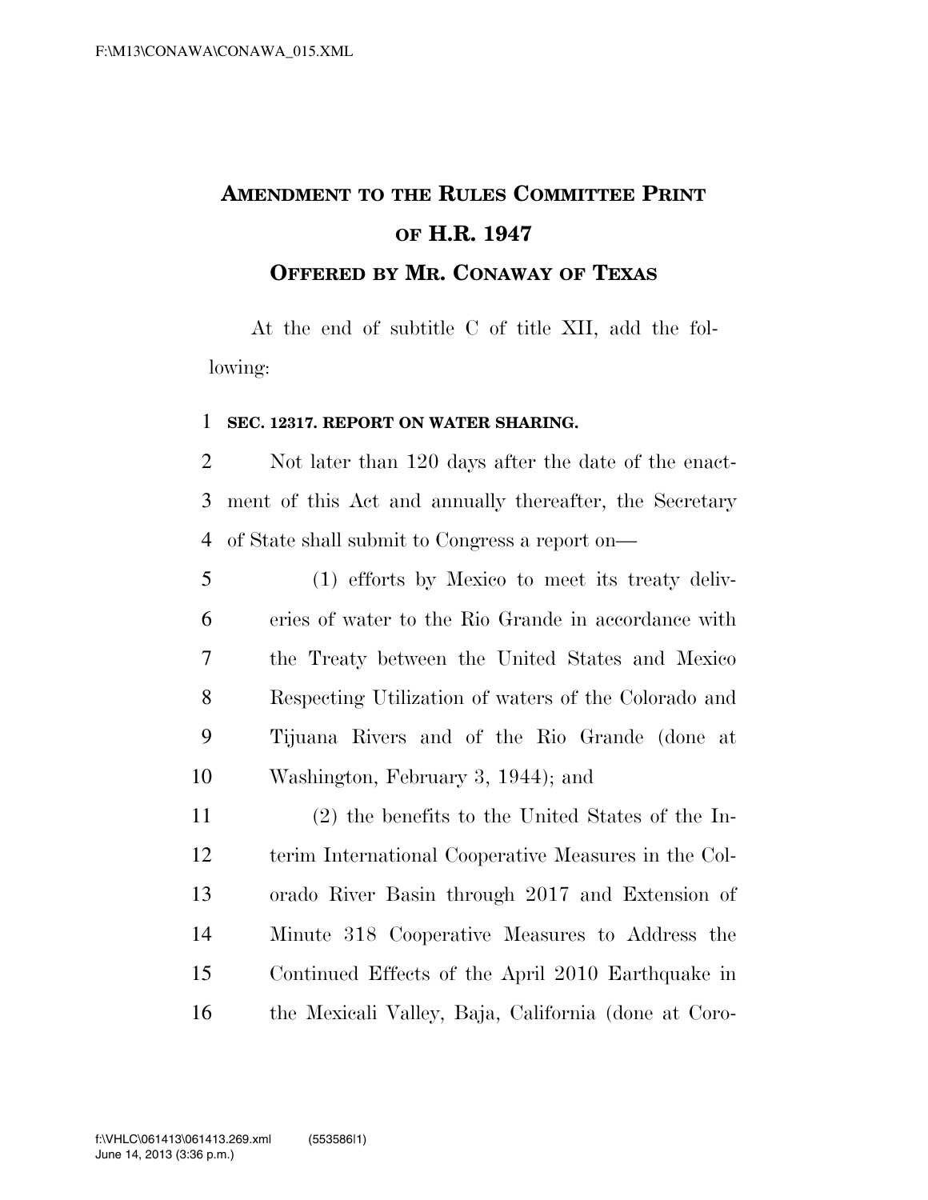# AMENDMENT TO THE RULES COMMITTEE PRINT OF H.R. 1947

## OFFERED BY MR. CONAWAY OF TEXAS

At the end of subtitle C of title XII, add the following:

**SEC. 12317. REPORT ON WATER SHARING.**

Not later than 120 days after the date of the enactment of this Act and annually thereafter, the Secretary of State shall submit to Congress a report on—

(1) efforts by Mexico to meet its treaty deliveries of water to the Rio Grande in accordance with the Treaty between the United States and Mexico Respecting Utilization of waters of the Colorado and Tijuana Rivers and of the Rio Grande (done at Washington, February 3, 1944); and

(2) the benefits to the United States of the Interim International Cooperative Measures in the Colorado River Basin through 2017 and Extension of Minute 318 Cooperative Measures to Address the Continued Effects of the April 2010 Earthquake in the Mexicali Valley, Baja, California (done at Coro-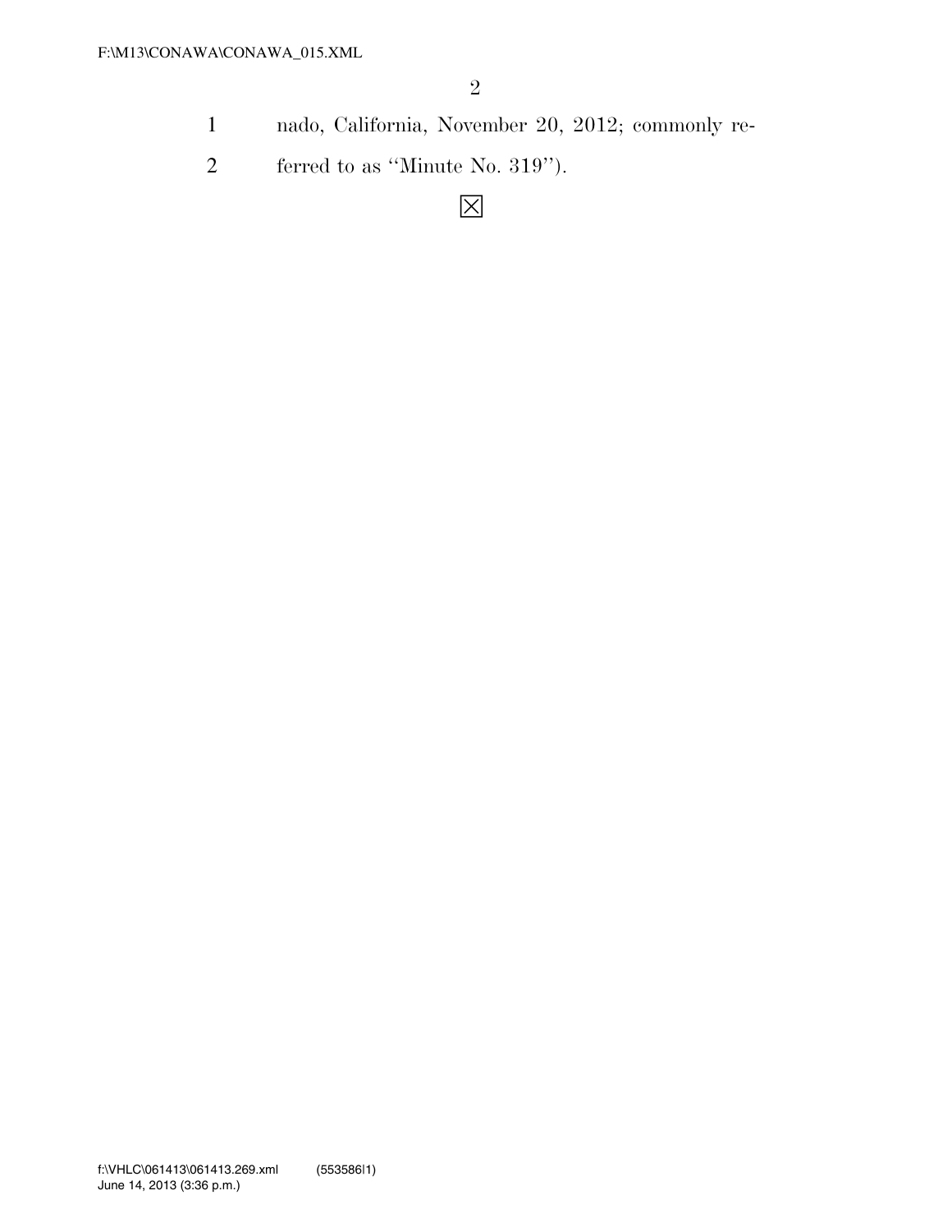nado, California, November 20, 2012; commonly referred to as ''Minute No. 319'').